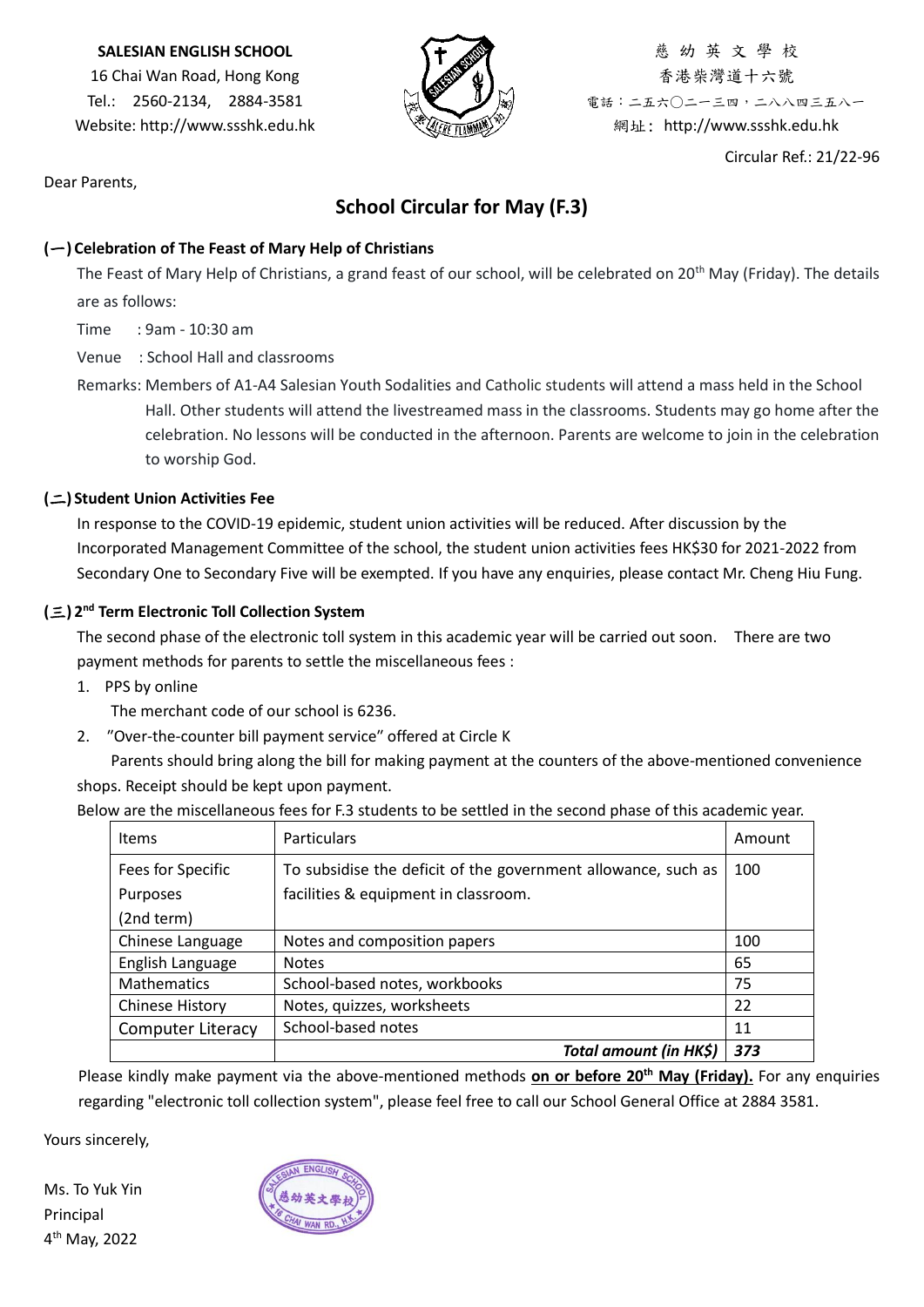**SALESIAN ENGLISH SCHOOL**
16 Chai Wan Road, Hong Kong
Tel.: 2560-2134, 2884-3581
Website: http://www.ssshk.edu.hk

慈 幼 英 文 學 校
香港柴灣道十六號
電話：二五六〇二一三四，二八八四三五八一
網址：http://www.ssshk.edu.hk

Circular Ref.: 21/22-96

Dear Parents,

## School Circular for May (F.3)

### (一) Celebration of The Feast of Mary Help of Christians

The Feast of Mary Help of Christians, a grand feast of our school, will be celebrated on 20th May (Friday). The details are as follows:

Time : 9am - 10:30 am

Venue : School Hall and classrooms

Remarks: Members of A1-A4 Salesian Youth Sodalities and Catholic students will attend a mass held in the School Hall. Other students will attend the livestreamed mass in the classrooms. Students may go home after the celebration. No lessons will be conducted in the afternoon. Parents are welcome to join in the celebration to worship God.

### (二) Student Union Activities Fee

In response to the COVID-19 epidemic, student union activities will be reduced. After discussion by the Incorporated Management Committee of the school, the student union activities fees HK$30 for 2021-2022 from Secondary One to Secondary Five will be exempted. If you have any enquiries, please contact Mr. Cheng Hiu Fung.

### (三) 2nd Term Electronic Toll Collection System

The second phase of the electronic toll system in this academic year will be carried out soon. There are two payment methods for parents to settle the miscellaneous fees :

1. PPS by online
   The merchant code of our school is 6236.
2. "Over-the-counter bill payment service" offered at Circle K
   Parents should bring along the bill for making payment at the counters of the above-mentioned convenience shops. Receipt should be kept upon payment.

Below are the miscellaneous fees for F.3 students to be settled in the second phase of this academic year.

| Items | Particulars | Amount |
|---|---|---|
| Fees for Specific Purposes (2nd term) | To subsidise the deficit of the government allowance, such as facilities & equipment in classroom. | 100 |
| Chinese Language | Notes and composition papers | 100 |
| English Language | Notes | 65 |
| Mathematics | School-based notes, workbooks | 75 |
| Chinese History | Notes, quizzes, worksheets | 22 |
| Computer Literacy | School-based notes | 11 |
| | ***Total amount (in HK$)*** | ***373*** |

Please kindly make payment via the above-mentioned methods **on or before 20th May (Friday).** For any enquiries regarding "electronic toll collection system", please feel free to call our School General Office at 2884 3581.

Yours sincerely,

Ms. To Yuk Yin
Principal
4th May, 2022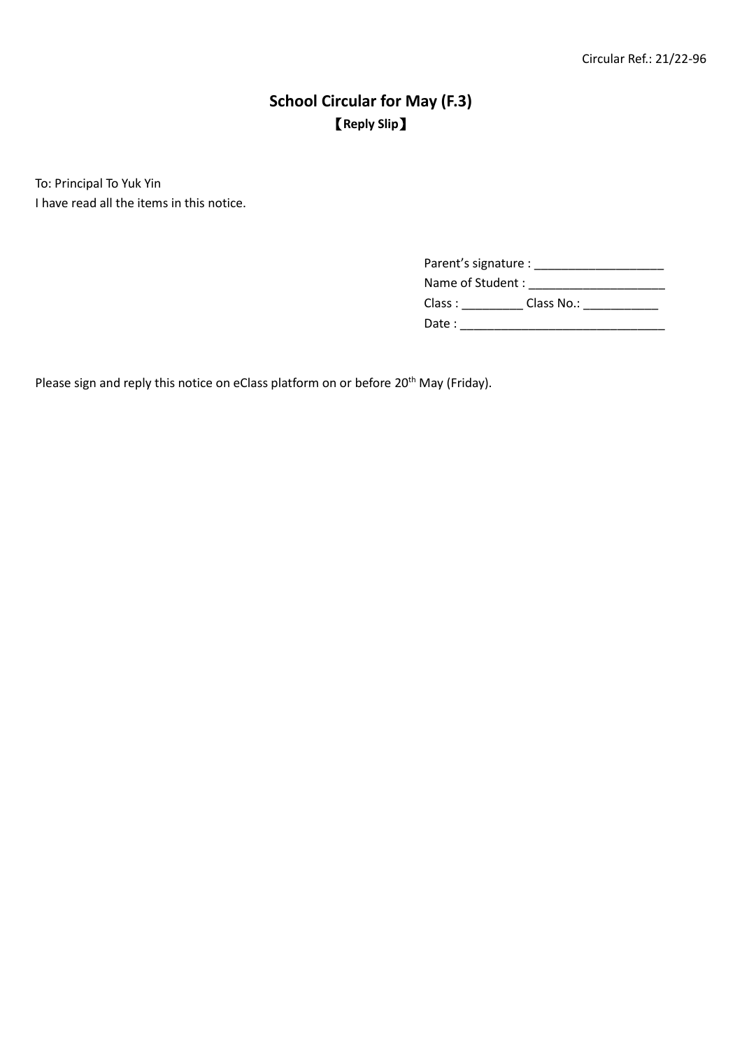Circular Ref.: 21/22-96

# School Circular for May (F.3)

**【Reply Slip】**

To: Principal To Yuk Yin

I have read all the items in this notice.

Parent's signature : ___________________

Name of Student : ____________________

Class : _________ Class No.: ___________

Date : ______________________________

Please sign and reply this notice on eClass platform on or before 20th May (Friday).